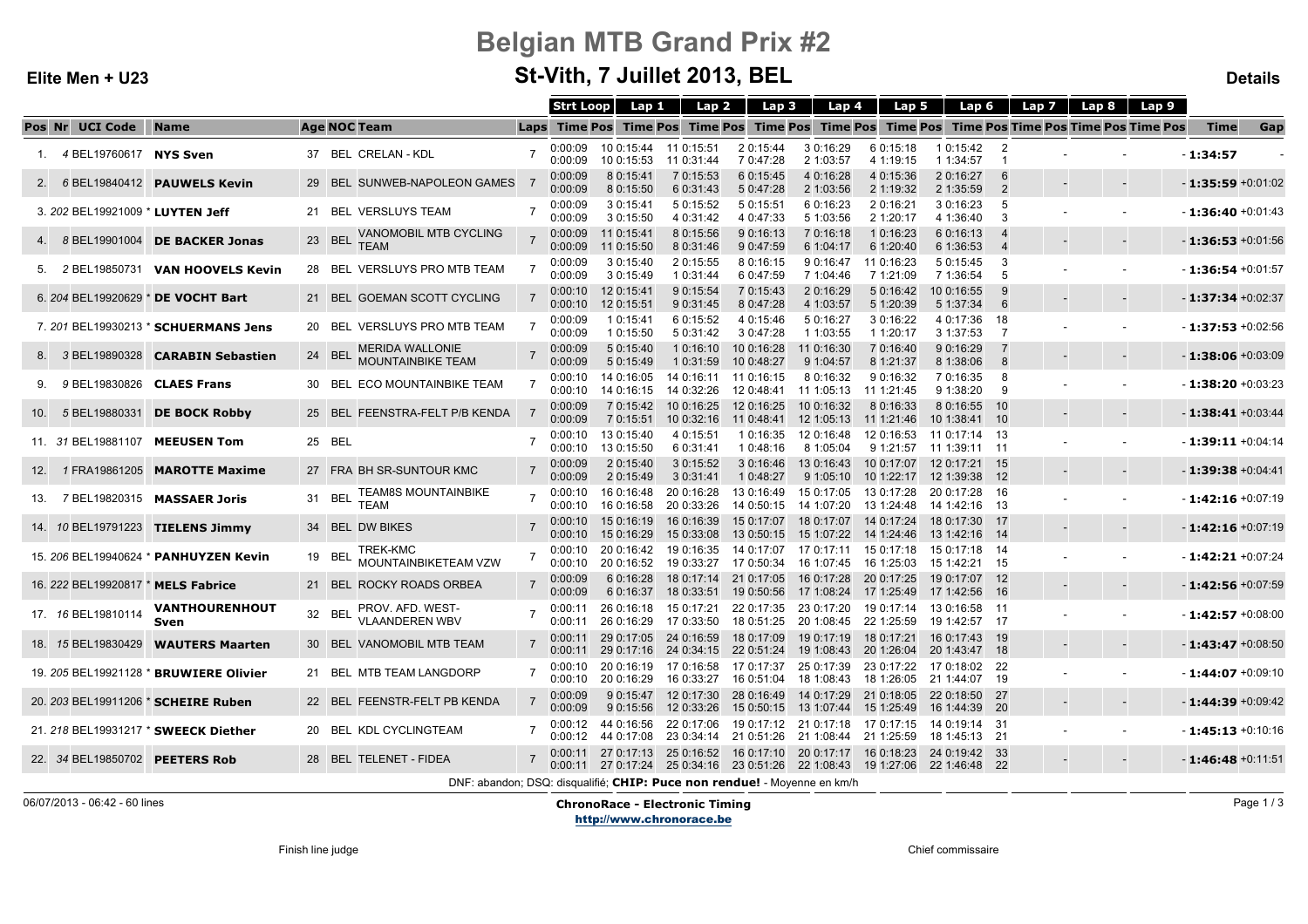# Belgian MTB Grand Prix #2

## St-Vith, 7 Juillet 2013, BEL

**Elite Men + U23** — **Details**

| Pos | Nr | UCI Code | Name | Age | NOC | Team | Laps | Strt Loop | | Lap 1 | | Lap 2 | | Lap 3 | | Lap 4 | | Lap 5 | | Lap 6 | | Lap 7 | | Lap 8 | | Lap 9 | | | |
|---|---|---|---|---|---|---|---|---|---|---|---|---|---|---|---|---|---|---|---|---|---|---|---|---|---|---|---|---|---|
| | | | | | | | | Time | Pos | Time | Pos | Time | Pos | Time | Pos | Time | Pos | Time | Pos | Time | Pos | Time | Pos | Time | Pos | Time | Pos | Time | Gap |
| 1. | 4 | BEL19760617 | **NYS Sven** | 37 | BEL | CRELAN - KDL | 7 | 0:00:09 | 10 | 0:15:44 | 11 | 0:15:51 | 2 | 0:15:44 | 3 | 0:16:29 | 6 | 0:15:18 | 1 | 0:15:42 | 2 | | - | | - | | - | **1:34:57** | - |
| | | | | | | | | 0:00:09 | 10 | 0:15:53 | 11 | 0:31:44 | 7 | 0:47:28 | 2 | 1:03:57 | 4 | 1:19:15 | 1 | 1:34:57 | 1 | | | | | | | | |
| 2. | 6 | BEL19840412 | **PAUWELS Kevin** | 29 | BEL | SUNWEB-NAPOLEON GAMES | 7 | 0:00:09 | 8 | 0:15:41 | 7 | 0:15:53 | 6 | 0:15:45 | 4 | 0:16:28 | 4 | 0:15:36 | 2 | 0:16:27 | 6 | | - | | - | | - | **1:35:59** | +0:01:02 |
| | | | | | | | | 0:00:09 | 8 | 0:15:50 | 6 | 0:31:43 | 5 | 0:47:28 | 2 | 1:03:56 | 2 | 1:19:32 | 2 | 1:35:59 | 2 | | | | | | | | |
| 3. | 202 | BEL19921009 * | **LUYTEN Jeff** | 21 | BEL | VERSLUYS TEAM | 7 | 0:00:09 | 3 | 0:15:41 | 5 | 0:15:52 | 5 | 0:15:51 | 6 | 0:16:23 | 2 | 0:16:21 | 3 | 0:16:23 | 5 | | - | | - | | - | **1:36:40** | +0:01:43 |
| | | | | | | | | 0:00:09 | 3 | 0:15:50 | 4 | 0:31:42 | 4 | 0:47:33 | 5 | 1:03:56 | 2 | 1:20:17 | 4 | 1:36:40 | 3 | | | | | | | | |
| 4. | 8 | BEL19901004 | **DE BACKER Jonas** | 23 | BEL | VANOMOBIL MTB CYCLING TEAM | 7 | 0:00:09 | 11 | 0:15:41 | 8 | 0:15:56 | 9 | 0:16:13 | 7 | 0:16:18 | 1 | 0:16:23 | 6 | 0:16:13 | 4 | | - | | - | | - | **1:36:53** | +0:01:56 |
| | | | | | | | | 0:00:09 | 11 | 0:15:50 | 8 | 0:31:46 | 9 | 0:47:59 | 6 | 1:04:17 | 6 | 1:20:40 | 6 | 1:36:53 | 4 | | | | | | | | |
| 5. | 2 | BEL19850731 | **VAN HOOVELS Kevin** | 28 | BEL | VERSLUYS PRO MTB TEAM | 7 | 0:00:09 | 3 | 0:15:40 | 2 | 0:15:55 | 8 | 0:16:15 | 9 | 0:16:47 | 11 | 0:16:23 | 5 | 0:15:45 | 3 | | - | | - | | - | **1:36:54** | +0:01:57 |
| | | | | | | | | 0:00:09 | 3 | 0:15:49 | 1 | 0:31:44 | 6 | 0:47:59 | 7 | 1:04:46 | 7 | 1:21:09 | 7 | 1:36:54 | 5 | | | | | | | | |
| 6. | 204 | BEL19920629 * | **DE VOCHT Bart** | 21 | BEL | GOEMAN SCOTT CYCLING | 7 | 0:00:10 | 12 | 0:15:41 | 9 | 0:15:54 | 7 | 0:15:43 | 2 | 0:16:29 | 5 | 0:16:42 | 10 | 0:16:55 | 9 | | - | | - | | - | **1:37:34** | +0:02:37 |
| | | | | | | | | 0:00:10 | 12 | 0:15:51 | 9 | 0:31:45 | 8 | 0:47:28 | 4 | 1:03:57 | 5 | 1:20:39 | 5 | 1:37:34 | 6 | | | | | | | | |
| 7. | 201 | BEL19930213 * | **SCHUERMANS Jens** | 20 | BEL | VERSLUYS PRO MTB TEAM | 7 | 0:00:09 | 1 | 0:15:41 | 6 | 0:15:52 | 4 | 0:15:46 | 5 | 0:16:27 | 3 | 0:16:22 | 4 | 0:17:36 | 18 | | - | | - | | - | **1:37:53** | +0:02:56 |
| | | | | | | | | 0:00:09 | 1 | 0:15:50 | 5 | 0:31:41 | 3 | 0:47:28 | 1 | 1:03:55 | 1 | 1:20:17 | 3 | 1:37:53 | 7 | | | | | | | | |
| 8. | 3 | BEL19890328 | **CARABIN Sebastien** | 24 | BEL | MERIDA WALLONIE MOUNTAINBIKE TEAM | 7 | 0:00:09 | 5 | 0:15:41 | 1 | 0:16:10 | 10 | 0:16:28 | 11 | 0:16:30 | 7 | 0:16:40 | 9 | 0:16:29 | 7 | | - | | - | | - | **1:38:06** | +0:03:09 |
| | | | | | | | | 0:00:09 | 5 | 0:15:49 | 1 | 0:31:59 | 10 | 0:48:27 | 9 | 1:04:57 | 8 | 1:21:37 | 8 | 1:38:06 | 8 | | | | | | | | |
| 9. | 9 | BEL19830826 | **CLAES Frans** | 30 | BEL | ECO MOUNTAINBIKE TEAM | 7 | 0:00:10 | 14 | 0:16:05 | 14 | 0:16:11 | 11 | 0:16:15 | 8 | 0:16:32 | 9 | 0:16:32 | 7 | 0:16:35 | 8 | | - | | - | | - | **1:38:20** | +0:03:23 |
| | | | | | | | | 0:00:10 | 14 | 0:16:15 | 14 | 0:32:26 | 12 | 0:48:41 | 11 | 1:05:13 | 11 | 1:21:45 | 9 | 1:38:20 | 9 | | | | | | | | |
| 10. | 5 | BEL19880331 | **DE BOCK Robby** | 25 | BEL | FEENSTRA-FELT P/B KENDA | 7 | 0:00:09 | 7 | 0:15:42 | 10 | 0:16:25 | 12 | 0:16:25 | 10 | 0:16:32 | 8 | 0:16:33 | 8 | 0:16:55 | 10 | | - | | - | | - | **1:38:41** | +0:03:44 |
| | | | | | | | | 0:00:09 | 7 | 0:15:51 | 10 | 0:32:16 | 11 | 0:48:41 | 12 | 1:05:13 | 11 | 1:21:46 | 10 | 1:38:41 | 10 | | | | | | | | |
| 11. | 31 | BEL19881107 | **MEEUSEN Tom** | 25 | BEL | | 7 | 0:00:10 | 13 | 0:15:40 | 4 | 0:15:51 | 1 | 0:16:35 | 12 | 0:16:48 | 12 | 0:16:53 | 11 | 0:17:14 | 13 | | - | | - | | - | **1:39:11** | +0:04:14 |
| | | | | | | | | 0:00:10 | 13 | 0:15:50 | 6 | 0:31:41 | 1 | 0:48:16 | 8 | 1:05:04 | 9 | 1:21:57 | 11 | 1:39:11 | 11 | | | | | | | | |
| 12. | 1 | FRA19861205 | **MAROTTE Maxime** | 27 | FRA | BH SR-SUNTOUR KMC | 7 | 0:00:09 | 2 | 0:15:40 | 3 | 0:15:52 | 3 | 0:16:46 | 13 | 0:16:43 | 10 | 0:17:07 | 12 | 0:17:21 | 15 | | - | | - | | - | **1:39:38** | +0:04:41 |
| | | | | | | | | 0:00:09 | 2 | 0:15:49 | 3 | 0:31:41 | 1 | 0:48:27 | 9 | 1:05:10 | 10 | 1:22:17 | 12 | 1:39:38 | 12 | | | | | | | | |
| 13. | 7 | BEL19820315 | **MASSAER Joris** | 31 | BEL | TEAM8S MOUNTAINBIKE TEAM | 7 | 0:00:10 | 16 | 0:16:48 | 20 | 0:16:28 | 13 | 0:16:49 | 15 | 0:17:05 | 13 | 0:17:28 | 20 | 0:17:28 | 16 | | - | | - | | - | **1:42:16** | +0:07:19 |
| | | | | | | | | 0:00:10 | 16 | 0:16:58 | 20 | 0:33:26 | 14 | 0:50:15 | 14 | 1:07:20 | 13 | 1:24:48 | 14 | 1:42:16 | 13 | | | | | | | | |
| 14. | 10 | BEL19791223 | **TIELENS Jimmy** | 34 | BEL | DW BIKES | 7 | 0:00:10 | 15 | 0:16:19 | 16 | 0:16:39 | 15 | 0:17:07 | 18 | 0:17:07 | 14 | 0:17:24 | 18 | 0:17:30 | 17 | | - | | - | | - | **1:42:16** | +0:07:19 |
| | | | | | | | | 0:00:10 | 15 | 0:16:29 | 15 | 0:33:08 | 13 | 0:50:15 | 15 | 1:07:22 | 14 | 1:24:46 | 13 | 1:42:16 | 14 | | | | | | | | |
| 15. | 206 | BEL19940624 * | **PANHUYZEN Kevin** | 19 | BEL | TREK-KMC MOUNTAINBIKETEAM VZW | 7 | 0:00:10 | 20 | 0:16:42 | 19 | 0:16:35 | 14 | 0:17:07 | 17 | 0:17:11 | 15 | 0:17:18 | 15 | 0:17:18 | 14 | | - | | - | | - | **1:42:21** | +0:07:24 |
| | | | | | | | | 0:00:10 | 20 | 0:16:52 | 19 | 0:33:27 | 17 | 0:50:34 | 16 | 1:07:45 | 16 | 1:25:03 | 15 | 1:42:21 | 15 | | | | | | | | |
| 16. | 222 | BEL19920817 * | **MELS Fabrice** | 21 | BEL | ROCKY ROADS ORBEA | 7 | 0:00:09 | 6 | 0:16:28 | 18 | 0:17:14 | 21 | 0:17:05 | 16 | 0:17:28 | 20 | 0:17:25 | 19 | 0:17:07 | 12 | | - | | - | | - | **1:42:56** | +0:07:59 |
| | | | | | | | | 0:00:09 | 6 | 0:16:37 | 18 | 0:33:51 | 19 | 0:50:56 | 17 | 1:08:24 | 17 | 1:25:49 | 17 | 1:42:56 | 16 | | | | | | | | |
| 17. | 16 | BEL19810114 | **VANTHOURENHOUT Sven** | 32 | BEL | PROV. AFD. WEST-VLAANDEREN WBV | 7 | 0:00:11 | 26 | 0:16:18 | 15 | 0:17:21 | 22 | 0:17:35 | 23 | 0:17:20 | 19 | 0:17:14 | 13 | 0:16:58 | 11 | | - | | - | | - | **1:42:57** | +0:08:00 |
| | | | | | | | | 0:00:11 | 26 | 0:16:29 | 17 | 0:33:50 | 18 | 0:51:25 | 20 | 1:08:45 | 22 | 1:25:59 | 19 | 1:42:57 | 17 | | | | | | | | |
| 18. | 15 | BEL19830429 | **WAUTERS Maarten** | 30 | BEL | VANOMOBIL MTB TEAM | 7 | 0:00:11 | 29 | 0:17:05 | 24 | 0:16:59 | 18 | 0:17:09 | 19 | 0:17:19 | 18 | 0:17:21 | 16 | 0:17:43 | 19 | | - | | - | | - | **1:43:47** | +0:08:50 |
| | | | | | | | | 0:00:11 | 29 | 0:17:16 | 24 | 0:34:15 | 22 | 0:51:24 | 19 | 1:08:43 | 20 | 1:26:04 | 20 | 1:43:47 | 18 | | | | | | | | |
| 19. | 205 | BEL19921128 * | **BRUWIERE Olivier** | 21 | BEL | MTB TEAM LANGDORP | 7 | 0:00:10 | 20 | 0:16:19 | 17 | 0:16:58 | 17 | 0:17:37 | 25 | 0:17:39 | 23 | 0:17:22 | 17 | 0:18:02 | 22 | | - | | - | | - | **1:44:07** | +0:09:10 |
| | | | | | | | | 0:00:10 | 20 | 0:16:29 | 16 | 0:33:27 | 16 | 0:51:04 | 18 | 1:08:43 | 18 | 1:26:05 | 21 | 1:44:07 | 19 | | | | | | | | |
| 20. | 203 | BEL19911206 * | **SCHEIRE Ruben** | 22 | BEL | FEENSTR-FELT PB KENDA | 7 | 0:00:09 | 9 | 0:15:47 | 12 | 0:17:30 | 28 | 0:16:49 | 14 | 0:17:29 | 21 | 0:18:05 | 22 | 0:18:50 | 27 | | - | | - | | - | **1:44:39** | +0:09:42 |
| | | | | | | | | 0:00:09 | 9 | 0:15:56 | 12 | 0:33:26 | 15 | 0:50:15 | 13 | 1:07:44 | 15 | 1:25:49 | 16 | 1:44:39 | 20 | | | | | | | | |
| 21. | 218 | BEL19931217 * | **SWEECK Diether** | 20 | BEL | KDL CYCLINGTEAM | 7 | 0:00:12 | 44 | 0:16:56 | 22 | 0:17:06 | 19 | 0:17:12 | 21 | 0:17:18 | 17 | 0:17:15 | 14 | 0:19:14 | 31 | | - | | - | | - | **1:45:13** | +0:10:16 |
| | | | | | | | | 0:00:12 | 44 | 0:17:08 | 23 | 0:34:14 | 21 | 0:51:26 | 21 | 1:08:44 | 21 | 1:25:59 | 18 | 1:45:13 | 21 | | | | | | | | |
| 22. | 34 | BEL19850702 | **PEETERS Rob** | 28 | BEL | TELENET - FIDEA | 7 | 0:00:11 | 27 | 0:17:13 | 25 | 0:16:52 | 16 | 0:17:10 | 20 | 0:17:17 | 16 | 0:18:23 | 24 | 0:19:42 | 33 | | - | | - | | - | **1:46:48** | +0:11:51 |
| | | | | | | | | 0:00:11 | 27 | 0:17:24 | 25 | 0:34:16 | 23 | 0:51:26 | 22 | 1:08:43 | 19 | 1:27:06 | 22 | 1:46:48 | 22 | | | | | | | | |

DNF: abandon; DSQ: disqualifié; **CHIP: Puce non rendue!** - Moyenne en km/h

06/07/2013 - 06:42 - 60 lines

**ChronoRace - Electronic Timing**
http://www.chronorace.be

Finish line judge — Chief commissaire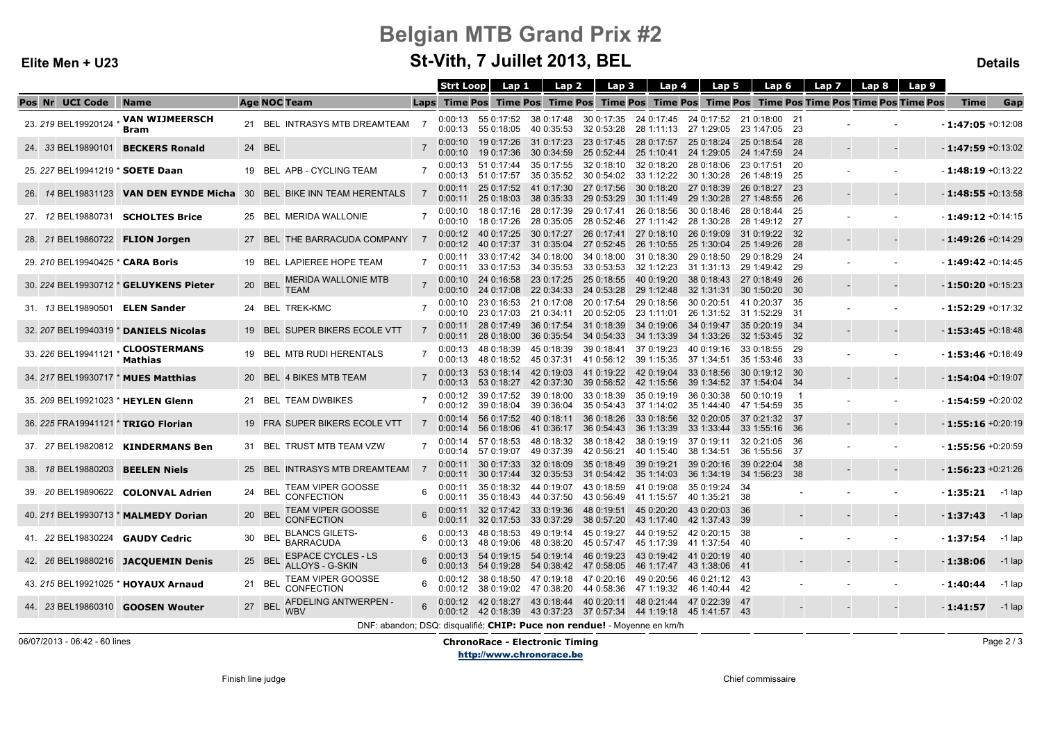# Belgian MTB Grand Prix #2

## St-Vith, 7 Juillet 2013, BEL

**Elite Men + U23** — **Details**

| Pos | Nr | UCI Code | Name | Age | NOC | Team | Laps | Strt Loop Time | Pos | Lap 1 Time | Pos | Lap 2 Time | Pos | Lap 3 Time | Pos | Lap 4 Time | Pos | Lap 5 Time | Pos | Lap 6 Time | Pos | Lap 7 Time | Pos | Lap 8 Time | Pos | Lap 9 Time | Pos | Time | Gap |
|---|---|---|---|---|---|---|---|---|---|---|---|---|---|---|---|---|---|---|---|---|---|---|---|---|---|---|---|---|---|
| 23. | 219 | BEL19920124 * | **VAN WIJMEERSCH Bram** | 21 | BEL | INTRASYS MTB DREAMTEAM | 7 | 0:00:13<br>0:00:13 | | 55 0:17:52<br>55 0:18:05 | | 38 0:17:48<br>40 0:35:53 | | 30 0:17:35<br>32 0:53:28 | | 24 0:17:45<br>28 1:11:13 | | 24 0:17:52<br>27 1:29:05 | | 21 0:18:00<br>23 1:47:05 | 21<br>23 | - | | - | | | | **1:47:05** | +0:12:08 |
| 24. | 33 | BEL19890101 | **BECKERS Ronald** | 24 | BEL | | 7 | 0:00:10<br>0:00:10 | | 19 0:17:26<br>19 0:17:36 | | 31 0:17:23<br>30 0:34:59 | | 23 0:17:45<br>25 0:52:44 | | 28 0:17:57<br>25 1:10:41 | | 25 0:18:24<br>24 1:29:05 | | 25 0:18:54<br>24 1:47:59 | 28<br>24 | - | | - | | | | **1:47:59** | +0:13:02 |
| 25. | 227 | BEL19941219 * | **SOETE Daan** | 19 | BEL | APB - CYCLING TEAM | 7 | 0:00:13<br>0:00:13 | | 51 0:17:44<br>51 0:17:57 | | 35 0:17:55<br>35 0:35:52 | | 32 0:18:10<br>30 0:54:02 | | 32 0:18:20<br>33 1:12:22 | | 28 0:18:06<br>30 1:30:28 | | 23 0:17:51<br>26 1:48:19 | 20<br>25 | - | | - | | | | **1:48:19** | +0:13:22 |
| 26. | 14 | BEL19831123 | **VAN DEN EYNDE Micha** | 30 | BEL | BIKE INN TEAM HERENTALS | 7 | 0:00:11<br>0:00:11 | | 25 0:17:52<br>25 0:18:03 | | 41 0:17:30<br>38 0:35:33 | | 27 0:17:56<br>29 0:53:29 | | 30 0:18:20<br>30 1:11:49 | | 27 0:18:39<br>29 1:30:28 | | 26 0:18:27<br>27 1:48:55 | 23<br>26 | - | | - | | | | **1:48:55** | +0:13:58 |
| 27. | 12 | BEL19880731 | **SCHOLTES Brice** | 25 | BEL | MERIDA WALLONIE | 7 | 0:00:10<br>0:00:10 | | 18 0:17:16<br>18 0:17:26 | | 28 0:17:39<br>28 0:35:05 | | 29 0:17:41<br>28 0:52:46 | | 26 0:18:56<br>27 1:11:42 | | 30 0:18:46<br>28 1:30:28 | | 28 0:18:44<br>28 1:49:12 | 25<br>27 | - | | - | | | | **1:49:12** | +0:14:15 |
| 28. | 21 | BEL19860722 | **FLION Jorgen** | 27 | BEL | THE BARRACUDA COMPANY | 7 | 0:00:12<br>0:00:12 | | 40 0:17:25<br>40 0:17:37 | | 30 0:17:27<br>31 0:35:04 | | 26 0:17:41<br>27 0:52:45 | | 27 0:18:10<br>26 1:10:55 | | 26 0:19:09<br>25 1:30:04 | | 31 0:19:22<br>25 1:49:26 | 32<br>28 | - | | - | | | | **1:49:26** | +0:14:29 |
| 29. | 210 | BEL19940425 * | **CARA Boris** | 19 | BEL | LAPIEREE HOPE TEAM | 7 | 0:00:11<br>0:00:11 | | 33 0:17:42<br>33 0:17:53 | | 34 0:18:00<br>34 0:35:53 | | 34 0:18:00<br>33 0:53:53 | | 31 0:18:30<br>32 1:12:23 | | 29 0:18:50<br>31 1:31:13 | | 29 0:18:29<br>29 1:49:42 | 24<br>29 | - | | - | | | | **1:49:42** | +0:14:45 |
| 30. | 224 | BEL19930712 * | **GELUYKENS Pieter** | 20 | BEL | MERIDA WALLONIE MTB TEAM | 7 | 0:00:10<br>0:00:10 | | 24 0:16:58<br>24 0:17:08 | | 23 0:17:25<br>22 0:34:33 | | 25 0:18:55<br>24 0:53:28 | | 40 0:19:20<br>29 1:12:48 | | 38 0:18:43<br>32 1:31:31 | | 27 0:18:49<br>30 1:50:20 | 26<br>30 | - | | - | | | | **1:50:20** | +0:15:23 |
| 31. | 13 | BEL19890501 | **ELEN Sander** | 24 | BEL | TREK-KMC | 7 | 0:00:10<br>0:00:10 | | 23 0:16:53<br>23 0:17:03 | | 21 0:17:08<br>21 0:34:11 | | 20 0:17:54<br>20 0:52:05 | | 29 0:18:56<br>23 1:11:01 | | 30 0:20:51<br>26 1:31:52 | | 41 0:20:37<br>31 1:52:29 | 35<br>31 | - | | - | | | | **1:52:29** | +0:17:32 |
| 32. | 207 | BEL19940319 * | **DANIELS Nicolas** | 19 | BEL | SUPER BIKERS ECOLE VTT | 7 | 0:00:11<br>0:00:11 | | 28 0:17:49<br>28 0:18:00 | | 36 0:17:54<br>36 0:35:54 | | 31 0:18:39<br>34 0:54:33 | | 34 0:19:06<br>34 1:13:39 | | 34 0:19:47<br>34 1:33:26 | | 35 0:20:19<br>32 1:53:45 | 34<br>32 | - | | - | | | | **1:53:45** | +0:18:48 |
| 33. | 226 | BEL19941121 * | **CLOOSTERMANS Mathias** | 19 | BEL | MTB RUDI HERENTALS | 7 | 0:00:13<br>0:00:13 | | 48 0:18:39<br>48 0:18:52 | | 45 0:18:39<br>45 0:37:31 | | 39 0:18:41<br>41 0:56:12 | | 37 0:19:23<br>39 1:15:35 | | 40 0:19:16<br>37 1:34:51 | | 33 0:18:55<br>35 1:53:46 | 29<br>33 | - | | - | | | | **1:53:46** | +0:18:49 |
| 34. | 217 | BEL19930717 * | **MUES Matthias** | 20 | BEL | 4 BIKES MTB TEAM | 7 | 0:00:13<br>0:00:13 | | 53 0:18:14<br>53 0:18:27 | | 42 0:19:03<br>42 0:37:30 | | 41 0:19:22<br>39 0:56:52 | | 42 0:19:04<br>42 1:15:56 | | 33 0:18:56<br>39 1:34:52 | | 30 0:19:12<br>37 1:54:04 | 30<br>34 | - | | - | | | | **1:54:04** | +0:19:07 |
| 35. | 209 | BEL19921023 * | **HEYLEN Glenn** | 21 | BEL | TEAM DWBIKES | 7 | 0:00:12<br>0:00:12 | | 39 0:17:52<br>39 0:18:04 | | 39 0:18:00<br>39 0:36:04 | | 33 0:18:39<br>35 0:54:43 | | 35 0:19:19<br>37 1:14:02 | | 36 0:30:38<br>35 1:44:40 | | 50 0:10:19<br>47 1:54:59 | 1<br>35 | - | | - | | | | **1:54:59** | +0:20:02 |
| 36. | 225 | FRA19941121 * | **TRIGO Florian** | 19 | FRA | SUPER BIKERS ECOLE VTT | 7 | 0:00:14<br>0:00:14 | | 56 0:17:52<br>56 0:18:06 | | 40 0:18:11<br>41 0:36:17 | | 36 0:18:26<br>36 0:54:43 | | 33 0:18:56<br>36 1:13:39 | | 32 0:20:05<br>33 1:33:44 | | 37 0:21:32<br>33 1:55:16 | 37<br>36 | - | | - | | | | **1:55:16** | +0:20:19 |
| 37. | 27 | BEL19820812 | **KINDERMANS Ben** | 31 | BEL | TRUST MTB TEAM VZW | 7 | 0:00:14<br>0:00:14 | | 57 0:18:53<br>57 0:19:07 | | 48 0:18:32<br>49 0:37:39 | | 38 0:18:42<br>42 0:56:21 | | 38 0:19:19<br>40 1:15:40 | | 37 0:19:11<br>38 1:34:51 | | 32 0:21:05<br>36 1:55:56 | 36<br>37 | - | | - | | | | **1:55:56** | +0:20:59 |
| 38. | 18 | BEL19880203 | **BEELEN Niels** | 25 | BEL | INTRASYS MTB DREAMTEAM | 7 | 0:00:11<br>0:00:11 | | 30 0:17:33<br>30 0:17:44 | | 32 0:18:09<br>32 0:35:53 | | 35 0:18:49<br>31 0:54:42 | | 39 0:19:21<br>35 1:14:03 | | 39 0:20:16<br>36 1:34:19 | | 39 0:22:04<br>34 1:56:23 | 38<br>38 | - | | - | | | | **1:56:23** | +0:21:26 |
| 39. | 20 | BEL19890622 | **COLONVAL Adrien** | 24 | BEL | TEAM VIPER GOOSSE CONFECTION | 6 | 0:00:11<br>0:00:11 | | 35 0:18:32<br>35 0:18:43 | | 44 0:19:07<br>44 0:37:50 | | 43 0:18:59<br>43 0:56:49 | | 41 0:19:08<br>41 1:15:57 | | 35 0:19:24<br>40 1:35:21 | | 34<br>38 | | - | | - | | - | | **1:35:21** | -1 lap |
| 40. | 211 | BEL19930713 * | **MALMEDY Dorian** | 20 | BEL | TEAM VIPER GOOSSE CONFECTION | 6 | 0:00:11<br>0:00:11 | | 32 0:17:42<br>32 0:17:53 | | 33 0:19:36<br>33 0:37:29 | | 48 0:19:51<br>38 0:57:20 | | 45 0:20:20<br>43 1:17:40 | | 43 0:20:03<br>42 1:37:43 | | 36<br>39 | | - | | - | | - | | **1:37:43** | -1 lap |
| 41. | 22 | BEL19830224 | **GAUDY Cedric** | 30 | BEL | BLANCS GILETS-BARRACUDA | 6 | 0:00:13<br>0:00:13 | | 48 0:18:53<br>48 0:19:06 | | 49 0:19:14<br>48 0:38:20 | | 45 0:19:27<br>45 0:57:47 | | 44 0:19:52<br>45 1:17:39 | | 42 0:20:15<br>41 1:37:54 | | 38<br>40 | | - | | - | | - | | **1:37:54** | -1 lap |
| 42. | 26 | BEL19880216 | **JACQUEMIN Denis** | 25 | BEL | ESPACE CYCLES - LS ALLOYS - G-SKIN | 6 | 0:00:13<br>0:00:13 | | 54 0:19:15<br>54 0:19:28 | | 54 0:19:14<br>54 0:38:42 | | 46 0:19:23<br>47 0:58:05 | | 43 0:19:42<br>46 1:17:47 | | 41 0:20:19<br>43 1:38:06 | | 40<br>41 | | - | | - | | - | | **1:38:06** | -1 lap |
| 43. | 215 | BEL19921025 * | **HOYAUX Arnaud** | 21 | BEL | TEAM VIPER GOOSSE CONFECTION | 6 | 0:00:12<br>0:00:12 | | 38 0:18:50<br>38 0:19:02 | | 47 0:19:18<br>47 0:38:20 | | 47 0:20:16<br>44 0:58:36 | | 49 0:20:56<br>47 1:19:32 | | 46 0:21:12<br>46 1:40:44 | | 43<br>42 | | - | | - | | - | | **1:40:44** | -1 lap |
| 44. | 23 | BEL19860310 | **GOOSEN Wouter** | 27 | BEL | AFDELING ANTWERPEN - WBV | 6 | 0:00:12<br>0:00:12 | | 42 0:18:27<br>42 0:18:39 | | 43 0:18:44<br>43 0:37:23 | | 40 0:20:11<br>37 0:57:34 | | 48 0:21:44<br>44 1:19:18 | | 47 0:22:39<br>45 1:41:57 | | 47<br>43 | | - | | - | | - | | **1:41:57** | -1 lap |

DNF: abandon; DSQ: disqualifié; **CHIP: Puce non rendue!** - Moyenne en km/h

06/07/2013 - 06:42 - 60 lines

**ChronoRace - Electronic Timing**
http://www.chronorace.be

Finish line judge

Chief commissaire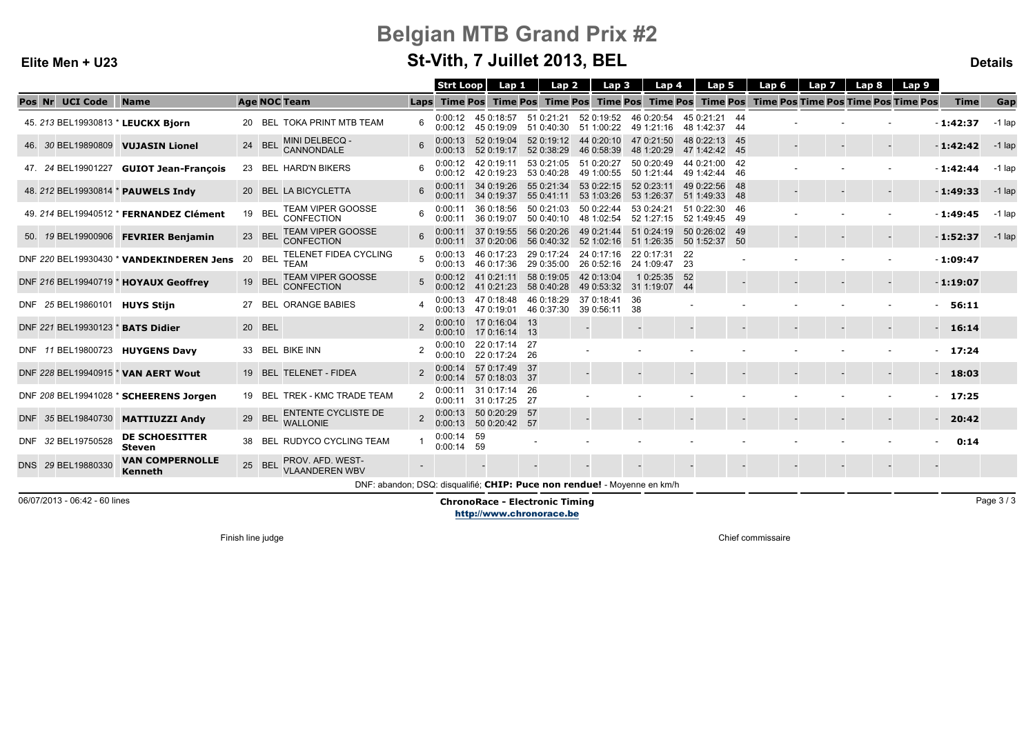# Belgian MTB Grand Prix #2

## St-Vith, 7 Juillet 2013, BEL

**Elite Men + U23** | **Details**

| Pos | Nr | UCI Code | Name | Age | NOC | Team | Laps | Strt Loop Time | Pos | Lap 1 Time | Pos | Lap 2 Time | Pos | Lap 3 Time | Pos | Lap 4 Time | Pos | Lap 5 Time | Pos | Lap 6 Time | Pos | Lap 7 Time | Pos | Lap 8 Time | Pos | Lap 9 Time | Pos | Time | Gap |
|---|---|---|---|---|---|---|---|---|---|---|---|---|---|---|---|---|---|---|---|---|---|---|---|---|---|---|---|---|---|
| 45. | 213 | BEL19930813 * | **LEUCKX Bjorn** | 20 | BEL | TOKA PRINT MTB TEAM | 6 | 0:00:12 0:00:12 | 45 45 | 0:18:57 0:19:09 | 51 51 | 0:21:21 0:40:30 | 52 51 | 0:19:52 1:00:22 | 46 49 | 0:20:54 1:21:16 | 45 48 | 0:21:21 1:42:37 | 44 44 | - | | - | | - | | | | - **1:42:37** | -1 lap |
| 46. | 30 | BEL19890809 | **VUJASIN Lionel** | 24 | BEL | MINI DELBECQ - CANNONDALE | 6 | 0:00:13 0:00:13 | 52 52 | 0:19:04 0:19:17 | 52 52 | 0:19:12 0:38:29 | 44 46 | 0:20:10 0:58:39 | 47 48 | 0:21:50 1:20:29 | 48 47 | 0:22:13 1:42:42 | 45 45 | - | | - | | - | | | | - **1:42:42** | -1 lap |
| 47. | 24 | BEL19901227 | **GUIOT Jean-François** | 23 | BEL | HARD'N BIKERS | 6 | 0:00:12 0:00:12 | 42 42 | 0:19:11 0:19:23 | 53 53 | 0:21:05 0:40:28 | 51 49 | 0:20:27 1:00:55 | 50 50 | 0:20:49 1:21:44 | 44 49 | 0:21:00 1:42:44 | 42 46 | - | | - | | - | | | | - **1:42:44** | -1 lap |
| 48. | 212 | BEL19930814 * | **PAUWELS Indy** | 20 | BEL | LA BICYCLETTA | 6 | 0:00:11 0:00:11 | 34 34 | 0:19:26 0:19:37 | 55 55 | 0:21:34 0:41:11 | 53 53 | 0:22:15 1:03:26 | 52 53 | 0:23:11 1:26:37 | 49 51 | 0:22:56 1:49:33 | 48 48 | - | | - | | - | | | | - **1:49:33** | -1 lap |
| 49. | 214 | BEL19940512 * | **FERNANDEZ Clément** | 19 | BEL | TEAM VIPER GOOSSE CONFECTION | 6 | 0:00:11 0:00:11 | 36 36 | 0:18:56 0:19:07 | 50 50 | 0:21:03 0:40:10 | 50 48 | 0:22:44 1:02:54 | 53 52 | 0:24:21 1:27:15 | 51 52 | 0:22:30 1:49:45 | 46 49 | - | | - | | - | | | | - **1:49:45** | -1 lap |
| 50. | 19 | BEL19900906 | **FEVRIER Benjamin** | 23 | BEL | TEAM VIPER GOOSSE CONFECTION | 6 | 0:00:11 0:00:11 | 37 37 | 0:19:55 0:20:06 | 56 56 | 0:20:26 0:40:32 | 49 52 | 0:21:44 1:02:16 | 51 51 | 0:24:19 1:26:35 | 50 50 | 0:26:02 1:52:37 | 49 50 | - | | - | | - | | | | - **1:52:37** | -1 lap |
| DNF | 220 | BEL19930430 * | **VANDEKINDEREN Jens** | 20 | BEL | TELENET FIDEA CYCLING TEAM | 5 | 0:00:13 0:00:13 | 46 46 | 0:17:23 0:17:36 | 29 29 | 0:17:24 0:35:00 | 24 26 | 0:17:16 0:52:16 | 22 24 | 0:17:31 1:09:47 | 22 23 | - | | - | | - | | - | | | | - **1:09:47** | |
| DNF | 216 | BEL19940719 * | **HOYAUX Geoffrey** | 19 | BEL | TEAM VIPER GOOSSE CONFECTION | 5 | 0:00:12 0:00:12 | 41 41 | 0:21:11 0:21:23 | 58 58 | 0:19:05 0:40:28 | 42 49 | 0:13:04 0:53:32 | 1 31 | 0:25:35 1:19:07 | 52 44 | - | | - | | - | | - | | | | - **1:19:07** | |
| DNF | 25 | BEL19860101 | **HUYS Stijn** | 27 | BEL | ORANGE BABIES | 4 | 0:00:13 0:00:13 | 47 47 | 0:18:48 0:19:01 | 46 46 | 0:18:29 0:37:30 | 37 39 | 0:18:41 0:56:11 | 36 38 | - | | - | | - | | - | | - | | | | - **56:11** | |
| DNF | 221 | BEL19930123 * | **BATS Didier** | 20 | BEL | | 2 | 0:00:10 0:00:10 | 17 17 | 0:16:04 0:16:14 | 13 13 | - | | - | | - | | - | | - | | - | | - | | | | - **16:14** | |
| DNF | 11 | BEL19800723 | **HUYGENS Davy** | 33 | BEL | BIKE INN | 2 | 0:00:10 0:00:10 | 22 22 | 0:17:14 0:17:24 | 27 26 | - | | - | | - | | - | | - | | - | | - | | | | - **17:24** | |
| DNF | 228 | BEL19940915 * | **VAN AERT Wout** | 19 | BEL | TELENET - FIDEA | 2 | 0:00:14 0:00:14 | 57 57 | 0:17:49 0:18:03 | 37 37 | - | | - | | - | | - | | - | | - | | - | | | | - **18:03** | |
| DNF | 208 | BEL19941028 * | **SCHEERENS Jorgen** | 19 | BEL | TREK - KMC TRADE TEAM | 2 | 0:00:11 0:00:11 | 31 31 | 0:17:14 0:17:25 | 26 27 | - | | - | | - | | - | | - | | - | | - | | | | - **17:25** | |
| DNF | 35 | BEL19840730 | **MATTIUZZI Andy** | 29 | BEL | ENTENTE CYCLISTE DE WALLONIE | 2 | 0:00:13 0:00:13 | 50 50 | 0:20:29 0:20:42 | 57 57 | - | | - | | - | | - | | - | | - | | - | | | | - **20:42** | |
| DNF | 32 | BEL19750528 | **DE SCHOESITTER Steven** | 38 | BEL | RUDYCO CYCLING TEAM | 1 | 0:00:14 0:00:14 | 59 59 | - | | - | | - | | - | | - | | - | | - | | - | | | | - **0:14** | |
| DNS | 29 | BEL19880330 | **VAN COMPERNOLLE Kenneth** | 25 | BEL | PROV. AFD. WEST-VLAANDEREN WBV | - | | | - | | - | | - | | - | | - | | - | | - | | - | | - | | - | |

DNF: abandon; DSQ: disqualifié; **CHIP: Puce non rendue!** - Moyenne en km/h

06/07/2013 - 06:42 - 60 lines

**ChronoRace - Electronic Timing**
http://www.chronorace.be

Finish line judge

Chief commissaire